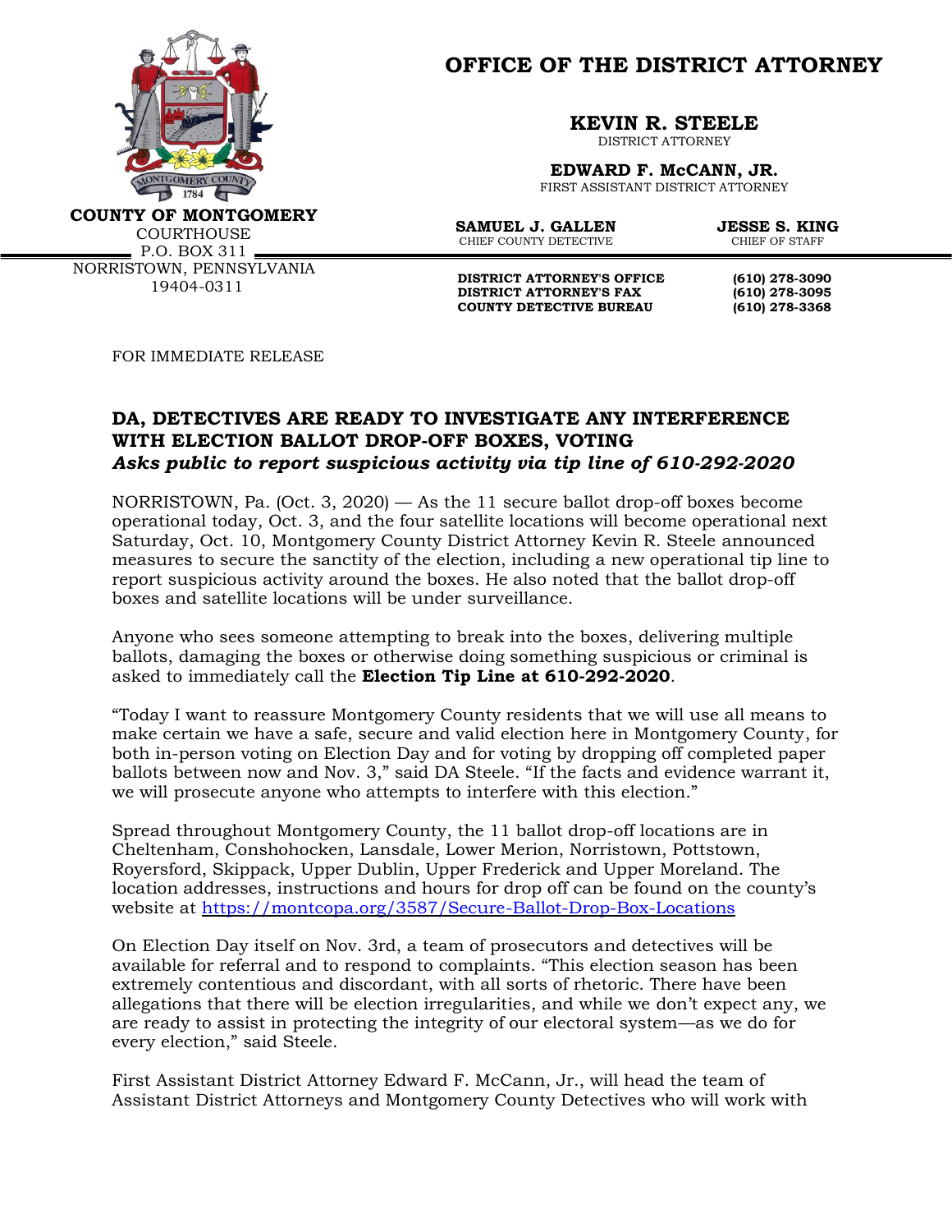**COUNTY OF MONTGOMERY**
COURTHOUSE
P.O. BOX 311
NORRISTOWN, PENNSYLVANIA
19404-0311

# OFFICE OF THE DISTRICT ATTORNEY

**KEVIN R. STEELE**
DISTRICT ATTORNEY

**EDWARD F. McCANN, JR.**
FIRST ASSISTANT DISTRICT ATTORNEY

**SAMUEL J. GALLEN**
CHIEF COUNTY DETECTIVE

**JESSE S. KING**
CHIEF OF STAFF

| | |
|---|---|
| **DISTRICT ATTORNEY'S OFFICE** | **(610) 278-3090** |
| **DISTRICT ATTORNEY'S FAX** | **(610) 278-3095** |
| **COUNTY DETECTIVE BUREAU** | **(610) 278-3368** |

FOR IMMEDIATE RELEASE

## DA, DETECTIVES ARE READY TO INVESTIGATE ANY INTERFERENCE WITH ELECTION BALLOT DROP-OFF BOXES, VOTING

***Asks public to report suspicious activity via tip line of 610-292-2020***

NORRISTOWN, Pa. (Oct. 3, 2020) — As the 11 secure ballot drop-off boxes become operational today, Oct. 3, and the four satellite locations will become operational next Saturday, Oct. 10, Montgomery County District Attorney Kevin R. Steele announced measures to secure the sanctity of the election, including a new operational tip line to report suspicious activity around the boxes. He also noted that the ballot drop-off boxes and satellite locations will be under surveillance.

Anyone who sees someone attempting to break into the boxes, delivering multiple ballots, damaging the boxes or otherwise doing something suspicious or criminal is asked to immediately call the **Election Tip Line at 610-292-2020**.

"Today I want to reassure Montgomery County residents that we will use all means to make certain we have a safe, secure and valid election here in Montgomery County, for both in-person voting on Election Day and for voting by dropping off completed paper ballots between now and Nov. 3," said DA Steele. "If the facts and evidence warrant it, we will prosecute anyone who attempts to interfere with this election."

Spread throughout Montgomery County, the 11 ballot drop-off locations are in Cheltenham, Conshohocken, Lansdale, Lower Merion, Norristown, Pottstown, Royersford, Skippack, Upper Dublin, Upper Frederick and Upper Moreland. The location addresses, instructions and hours for drop off can be found on the county's website at [https://montcopa.org/3587/Secure-Ballot-Drop-Box-Locations](https://montcopa.org/3587/Secure-Ballot-Drop-Box-Locations)

On Election Day itself on Nov. 3rd, a team of prosecutors and detectives will be available for referral and to respond to complaints. "This election season has been extremely contentious and discordant, with all sorts of rhetoric. There have been allegations that there will be election irregularities, and while we don't expect any, we are ready to assist in protecting the integrity of our electoral system—as we do for every election," said Steele.

First Assistant District Attorney Edward F. McCann, Jr., will head the team of Assistant District Attorneys and Montgomery County Detectives who will work with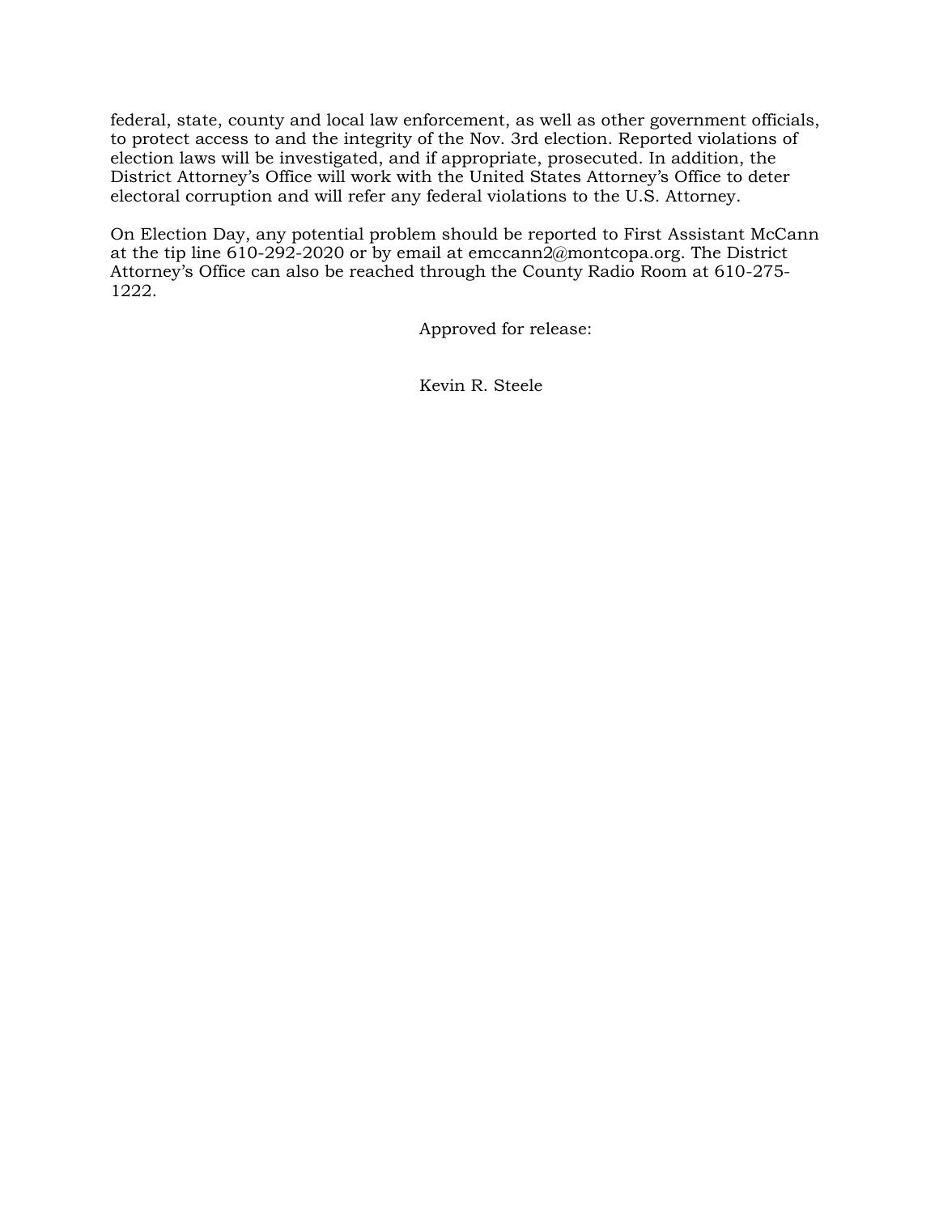federal, state, county and local law enforcement, as well as other government officials, to protect access to and the integrity of the Nov. 3rd election. Reported violations of election laws will be investigated, and if appropriate, prosecuted. In addition, the District Attorney's Office will work with the United States Attorney's Office to deter electoral corruption and will refer any federal violations to the U.S. Attorney.

On Election Day, any potential problem should be reported to First Assistant McCann at the tip line 610-292-2020 or by email at emccann2@montcopa.org. The District Attorney's Office can also be reached through the County Radio Room at 610-275-1222.

Approved for release:

Kevin R. Steele